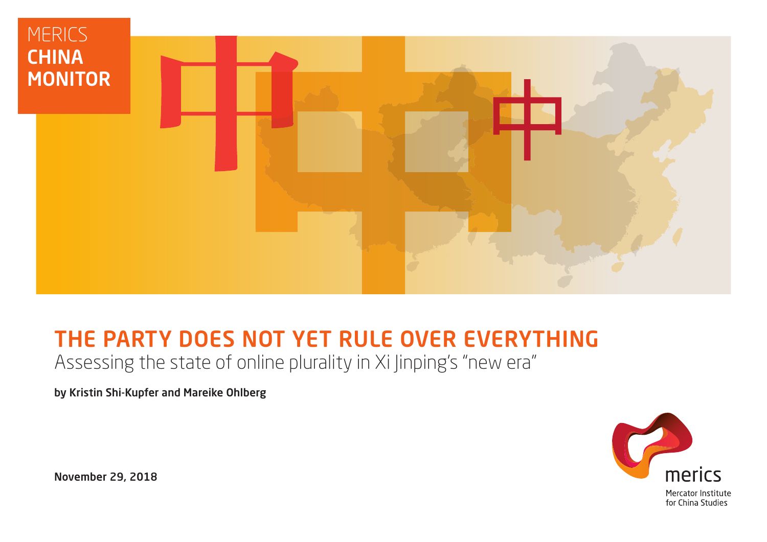MERICS **CHINA MONITOR**

# THE PARTY DOES NOT YET RULE OVER EVERYTHING

## Assessing the state of online plurality in Xi Jinping's "new era"

**by Kristin Shi-Kupfer and Mareike Ohlberg**

**November 29, 2018**

merics
Mercator Institute for China Studies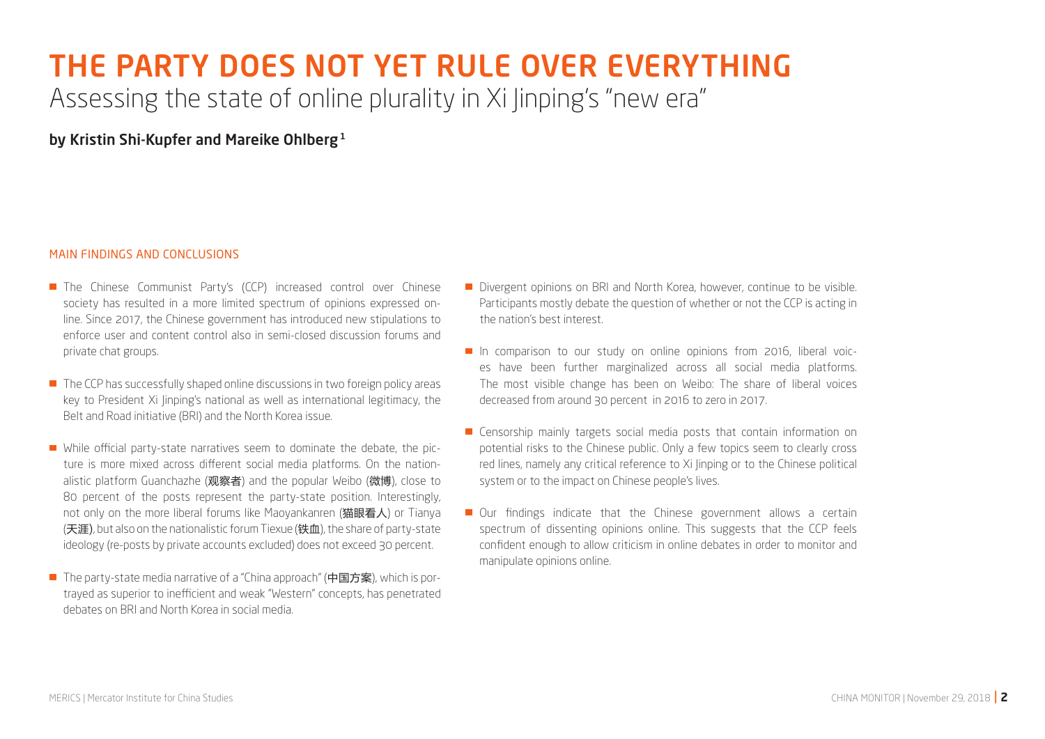# THE PARTY DOES NOT YET RULE OVER EVERYTHING

## Assessing the state of online plurality in Xi Jinping's "new era"

**by Kristin Shi-Kupfer and Mareike Ohlberg[1]**

### MAIN FINDINGS AND CONCLUSIONS

- The Chinese Communist Party's (CCP) increased control over Chinese society has resulted in a more limited spectrum of opinions expressed online. Since 2017, the Chinese government has introduced new stipulations to enforce user and content control also in semi-closed discussion forums and private chat groups.

- The CCP has successfully shaped online discussions in two foreign policy areas key to President Xi Jinping's national as well as international legitimacy, the Belt and Road initiative (BRI) and the North Korea issue.

- While official party-state narratives seem to dominate the debate, the picture is more mixed across different social media platforms. On the nationalistic platform Guanchazhe (观察者) and the popular Weibo (微博), close to 80 percent of the posts represent the party-state position. Interestingly, not only on the more liberal forums like Maoyankanren (猫眼看人) or Tianya (天涯), but also on the nationalistic forum Tiexue (铁血), the share of party-state ideology (re-posts by private accounts excluded) does not exceed 30 percent.

- The party-state media narrative of a "China approach" (中国方案), which is portrayed as superior to inefficient and weak "Western" concepts, has penetrated debates on BRI and North Korea in social media.

- Divergent opinions on BRI and North Korea, however, continue to be visible. Participants mostly debate the question of whether or not the CCP is acting in the nation's best interest.

- In comparison to our study on online opinions from 2016, liberal voices have been further marginalized across all social media platforms. The most visible change has been on Weibo: The share of liberal voices decreased from around 30 percent in 2016 to zero in 2017.

- Censorship mainly targets social media posts that contain information on potential risks to the Chinese public. Only a few topics seem to clearly cross red lines, namely any critical reference to Xi Jinping or to the Chinese political system or to the impact on Chinese people's lives.

- Our findings indicate that the Chinese government allows a certain spectrum of dissenting opinions online. This suggests that the CCP feels confident enough to allow criticism in online debates in order to monitor and manipulate opinions online.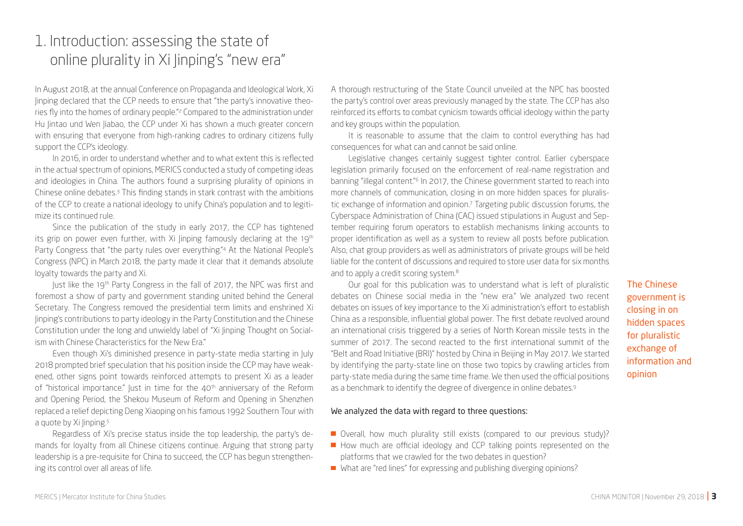# 1. Introduction: assessing the state of online plurality in Xi Jinping's "new era"

In August 2018, at the annual Conference on Propaganda and Ideological Work, Xi Jinping declared that the CCP needs to ensure that "the party's innovative theories fly into the homes of ordinary people."[2] Compared to the administration under Hu Jintao und Wen Jiabao, the CCP under Xi has shown a much greater concern with ensuring that everyone from high-ranking cadres to ordinary citizens fully support the CCP's ideology.

In 2016, in order to understand whether and to what extent this is reflected in the actual spectrum of opinions, MERICS conducted a study of competing ideas and ideologies in China. The authors found a surprising plurality of opinions in Chinese online debates.[3] This finding stands in stark contrast with the ambitions of the CCP to create a national ideology to unify China's population and to legitimize its continued rule.

Since the publication of the study in early 2017, the CCP has tightened its grip on power even further, with Xi Jinping famously declaring at the 19th Party Congress that "the party rules over everything."[4] At the National People's Congress (NPC) in March 2018, the party made it clear that it demands absolute loyalty towards the party and Xi.

Just like the 19th Party Congress in the fall of 2017, the NPC was first and foremost a show of party and government standing united behind the General Secretary. The Congress removed the presidential term limits and enshrined Xi Jinping's contributions to party ideology in the Party Constitution and the Chinese Constitution under the long and unwieldy label of "Xi Jinping Thought on Socialism with Chinese Characteristics for the New Era."

Even though Xi's diminished presence in party-state media starting in July 2018 prompted brief speculation that his position inside the CCP may have weakened, other signs point towards reinforced attempts to present Xi as a leader of "historical importance." Just in time for the 40th anniversary of the Reform and Opening Period, the Shekou Museum of Reform and Opening in Shenzhen replaced a relief depicting Deng Xiaoping on his famous 1992 Southern Tour with a quote by Xi Jinping.[5]

Regardless of Xi's precise status inside the top leadership, the party's demands for loyalty from all Chinese citizens continue. Arguing that strong party leadership is a pre-requisite for China to succeed, the CCP has begun strengthening its control over all areas of life.

A thorough restructuring of the State Council unveiled at the NPC has boosted the party's control over areas previously managed by the state. The CCP has also reinforced its efforts to combat cynicism towards official ideology within the party and key groups within the population.

It is reasonable to assume that the claim to control everything has had consequences for what can and cannot be said online.

Legislative changes certainly suggest tighter control. Earlier cyberspace legislation primarily focused on the enforcement of real-name registration and banning "illegal content."[6] In 2017, the Chinese government started to reach into more channels of communication, closing in on more hidden spaces for pluralistic exchange of information and opinion.[7] Targeting public discussion forums, the Cyberspace Administration of China (CAC) issued stipulations in August and September requiring forum operators to establish mechanisms linking accounts to proper identification as well as a system to review all posts before publication. Also, chat group providers as well as administrators of private groups will be held liable for the content of discussions and required to store user data for six months and to apply a credit scoring system.[8]

Our goal for this publication was to understand what is left of pluralistic debates on Chinese social media in the "new era." We analyzed two recent debates on issues of key importance to the Xi administration's effort to establish China as a responsible, influential global power. The first debate revolved around an international crisis triggered by a series of North Korean missile tests in the summer of 2017. The second reacted to the first international summit of the "Belt and Road Initiative (BRI)" hosted by China in Beijing in May 2017. We started by identifying the party-state line on those two topics by crawling articles from party-state media during the same time frame. We then used the official positions as a benchmark to identify the degree of divergence in online debates.[9]

The Chinese government is closing in on hidden spaces for pluralistic exchange of information and opinion

**We analyzed the data with regard to three questions:**

- Overall, how much plurality still exists (compared to our previous study)?
- How much are official ideology and CCP talking points represented on the platforms that we crawled for the two debates in question?
- What are "red lines" for expressing and publishing diverging opinions?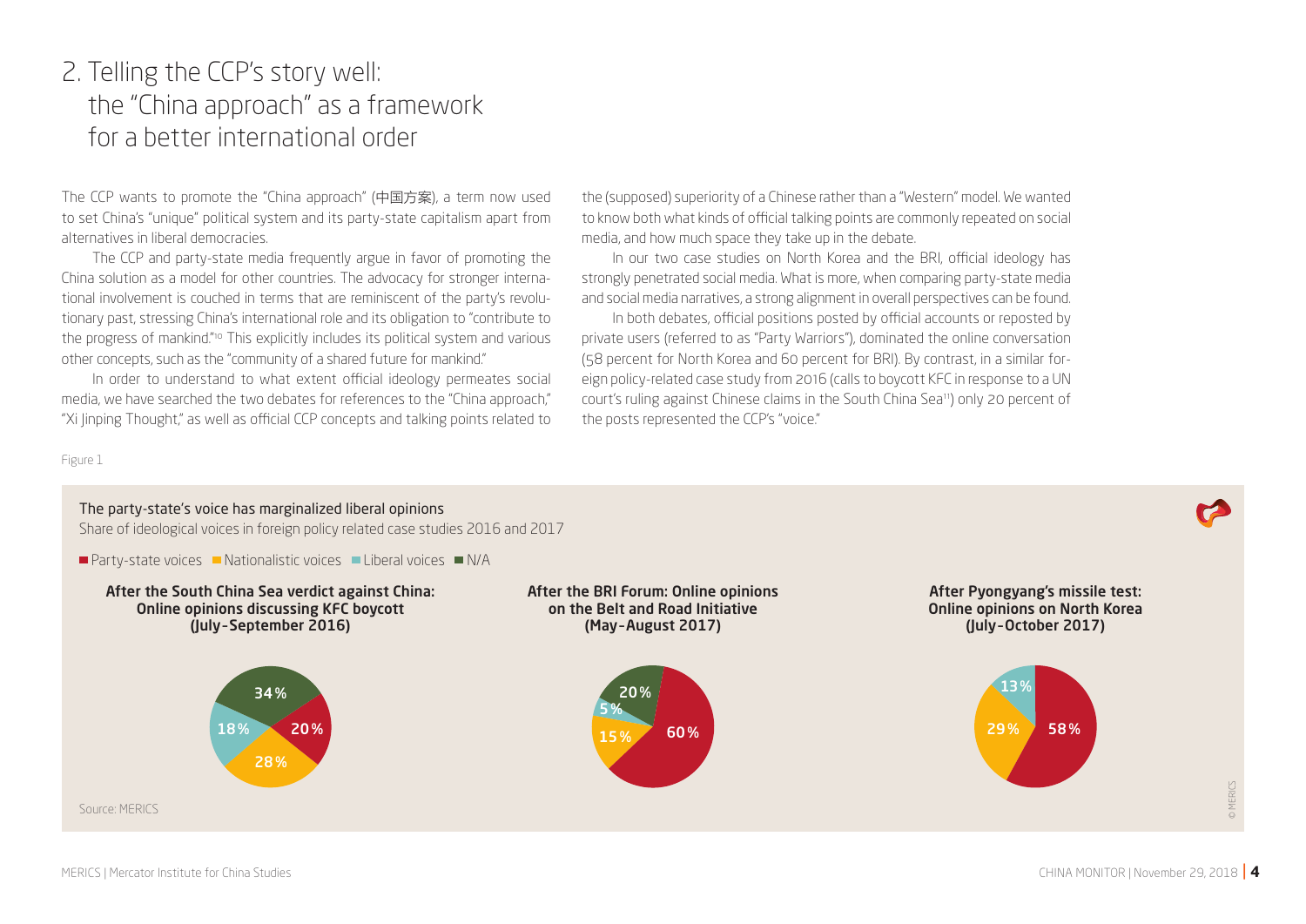## 2. Telling the CCP's story well: the "China approach" as a framework for a better international order

The CCP wants to promote the "China approach" (中国方案), a term now used to set China's "unique" political system and its party-state capitalism apart from alternatives in liberal democracies.

The CCP and party-state media frequently argue in favor of promoting the China solution as a model for other countries. The advocacy for stronger international involvement is couched in terms that are reminiscent of the party's revolutionary past, stressing China's international role and its obligation to "contribute to the progress of mankind."[10] This explicitly includes its political system and various other concepts, such as the "community of a shared future for mankind."

In order to understand to what extent official ideology permeates social media, we have searched the two debates for references to the "China approach," "Xi Jinping Thought," as well as official CCP concepts and talking points related to the (supposed) superiority of a Chinese rather than a "Western" model. We wanted to know both what kinds of official talking points are commonly repeated on social media, and how much space they take up in the debate.

In our two case studies on North Korea and the BRI, official ideology has strongly penetrated social media. What is more, when comparing party-state media and social media narratives, a strong alignment in overall perspectives can be found.

In both debates, official positions posted by official accounts or reposted by private users (referred to as "Party Warriors"), dominated the online conversation (58 percent for North Korea and 60 percent for BRI). By contrast, in a similar foreign policy-related case study from 2016 (calls to boycott KFC in response to a UN court's ruling against Chinese claims in the South China Sea[11]) only 20 percent of the posts represented the CCP's "voice."

Figure 1

**The party-state's voice has marginalized liberal opinions**

Share of ideological voices in foreign policy related case studies 2016 and 2017

| Case study | Party-state voices | Nationalistic voices | Liberal voices | N/A |
|---|---|---|---|---|
| After the South China Sea verdict against China: Online opinions discussing KFC boycott (July-September 2016) | 20% | 28% | 18% | 34% |
| After the BRI Forum: Online opinions on the Belt and Road Initiative (May-August 2017) | 60% | 15% | 5% | 20% |
| After Pyongyang's missile test: Online opinions on North Korea (July-October 2017) | 58% | 29% | 13% | |

Source: MERICS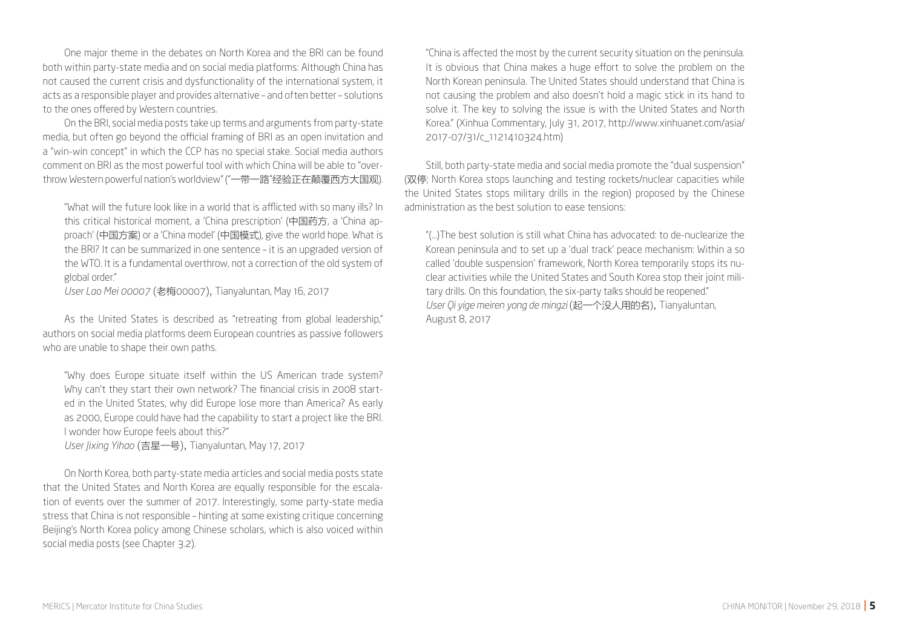One major theme in the debates on North Korea and the BRI can be found both within party-state media and on social media platforms: Although China has not caused the current crisis and dysfunctionality of the international system, it acts as a responsible player and provides alternative – and often better – solutions to the ones offered by Western countries.

On the BRI, social media posts take up terms and arguments from party-state media, but often go beyond the official framing of BRI as an open invitation and a "win-win concept" in which the CCP has no special stake. Social media authors comment on BRI as the most powerful tool with which China will be able to "overthrow Western powerful nation's worldview" ("一带一路"经验正在颠覆西方大国观).

> "What will the future look like in a world that is afflicted with so many ills? In this critical historical moment, a 'China prescription' (中国药方, a 'China approach' (中国方案) or a 'China model' (中国模式), give the world hope. What is the BRI? It can be summarized in one sentence – it is an upgraded version of the WTO. It is a fundamental overthrow, not a correction of the old system of global order."
> *User Lao Mei 00007* (老梅00007), Tianyaluntan, May 16, 2017

As the United States is described as "retreating from global leadership," authors on social media platforms deem European countries as passive followers who are unable to shape their own paths.

> "Why does Europe situate itself within the US American trade system? Why can't they start their own network? The financial crisis in 2008 started in the United States, why did Europe lose more than America? As early as 2000, Europe could have had the capability to start a project like the BRI. I wonder how Europe feels about this?"
> *User Jixing Yihao* (吉星一号), Tianyaluntan, May 17, 2017

On North Korea, both party-state media articles and social media posts state that the United States and North Korea are equally responsible for the escalation of events over the summer of 2017. Interestingly, some party-state media stress that China is not responsible – hinting at some existing critique concerning Beijing's North Korea policy among Chinese scholars, which is also voiced within social media posts (see Chapter 3.2).

> "China is affected the most by the current security situation on the peninsula. It is obvious that China makes a huge effort to solve the problem on the North Korean peninsula. The United States should understand that China is not causing the problem and also doesn't hold a magic stick in its hand to solve it. The key to solving the issue is with the United States and North Korea." (Xinhua Commentary, July 31, 2017, http://www.xinhuanet.com/asia/2017-07/31/c_1121410324.htm)

Still, both party-state media and social media promote the "dual suspension" (双停; North Korea stops launching and testing rockets/nuclear capacities while the United States stops military drills in the region) proposed by the Chinese administration as the best solution to ease tensions:

> "(...)The best solution is still what China has advocated: to de-nuclearize the Korean peninsula and to set up a 'dual track' peace mechanism: Within a so called 'double suspension' framework, North Korea temporarily stops its nuclear activities while the United States and South Korea stop their joint military drills. On this foundation, the six-party talks should be reopened."
> *User Qi yige meiren yong de mingzi* (起一个没人用的名), Tianyaluntan, August 8, 2017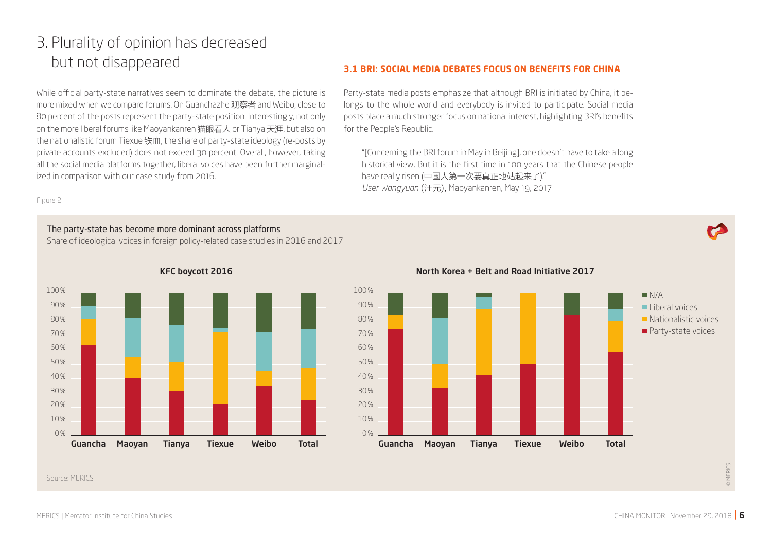# 3. Plurality of opinion has decreased but not disappeared

While official party-state narratives seem to dominate the debate, the picture is more mixed when we compare forums. On Guanchazhe 观察者 and Weibo, close to 80 percent of the posts represent the party-state position. Interestingly, not only on the more liberal forums like Maoyankanren 猫眼看人 or Tianya 天涯, but also on the nationalistic forum Tiexue 铁血, the share of party-state ideology (re-posts by private accounts excluded) does not exceed 30 percent. Overall, however, taking all the social media platforms together, liberal voices have been further marginalized in comparison with our case study from 2016.

### 3.1 BRI: SOCIAL MEDIA DEBATES FOCUS ON BENEFITS FOR CHINA

Party-state media posts emphasize that although BRI is initiated by China, it belongs to the whole world and everybody is invited to participate. Social media posts place a much stronger focus on national interest, highlighting BRI's benefits for the People's Republic.

> "[Concerning the BRI forum in May in Beijing], one doesn't have to take a long historical view. But it is the first time in 100 years that the Chinese people have really risen (中国人第一次要真正地站起来了)."
> *User Wangyuan* (汪元), Maoyankanren, May 19, 2017

Figure 2

**The party-state has become more dominant across platforms**
Share of ideological voices in foreign policy-related case studies in 2016 and 2017

Source: MERICS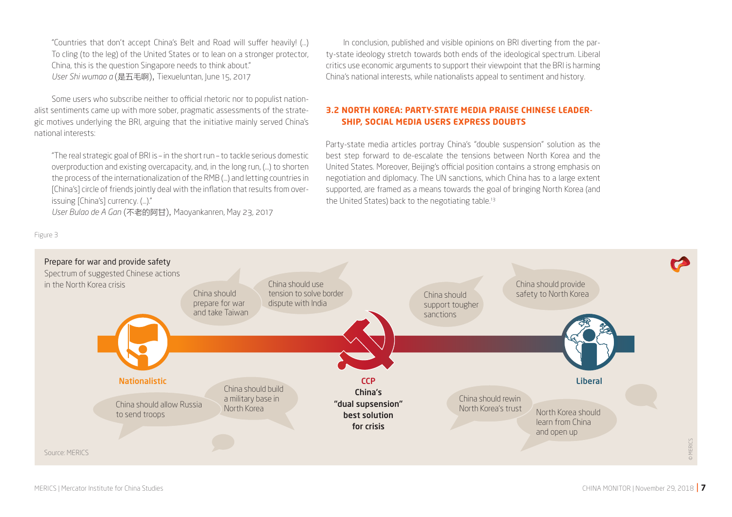"Countries that don't accept China's Belt and Road will suffer heavily! (...) To cling (to the leg) of the United States or to lean on a stronger protector, China, this is the question Singapore needs to think about."
*User Shi wumao a* (是五毛啊), Tiexueluntan, June 15, 2017

Some users who subscribe neither to official rhetoric nor to populist nationalist sentiments came up with more sober, pragmatic assessments of the strategic motives underlying the BRI, arguing that the initiative mainly served China's national interests:

"The real strategic goal of BRI is – in the short run – to tackle serious domestic overproduction and existing overcapacity, and, in the long run, (...) to shorten the process of the internationalization of the RMB (...) and letting countries in [China's] circle of friends jointly deal with the inflation that results from overissuing [China's] currency. (...)."
*User Bulao de A Gan* (不老的阿甘), Maoyankanren, May 23, 2017

In conclusion, published and visible opinions on BRI diverting from the party-state ideology stretch towards both ends of the ideological spectrum. Liberal critics use economic arguments to support their viewpoint that the BRI is harming China's national interests, while nationalists appeal to sentiment and history.

### 3.2 NORTH KOREA: PARTY-STATE MEDIA PRAISE CHINESE LEADERSHIP, SOCIAL MEDIA USERS EXPRESS DOUBTS

Party-state media articles portray China's "double suspension" solution as the best step forward to de-escalate the tensions between North Korea and the United States. Moreover, Beijing's official position contains a strong emphasis on negotiation and diplomacy. The UN sanctions, which China has to a large extent supported, are framed as a means towards the goal of bringing North Korea (and the United States) back to the negotiating table.[13]

Figure 3

**Prepare for war and provide safety**
Spectrum of suggested Chinese actions in the North Korea crisis

- **Nationalistic**: China should prepare for war and take Taiwan; China should use tension to solve border dispute with India; China should allow Russia to send troops; China should build a military base in North Korea
- **CCP**: China's "dual suspension" best solution for crisis
- **Liberal**: China should support tougher sanctions; China should provide safety to North Korea; China should rewin North Korea's trust; North Korea should learn from China and open up

Source: MERICS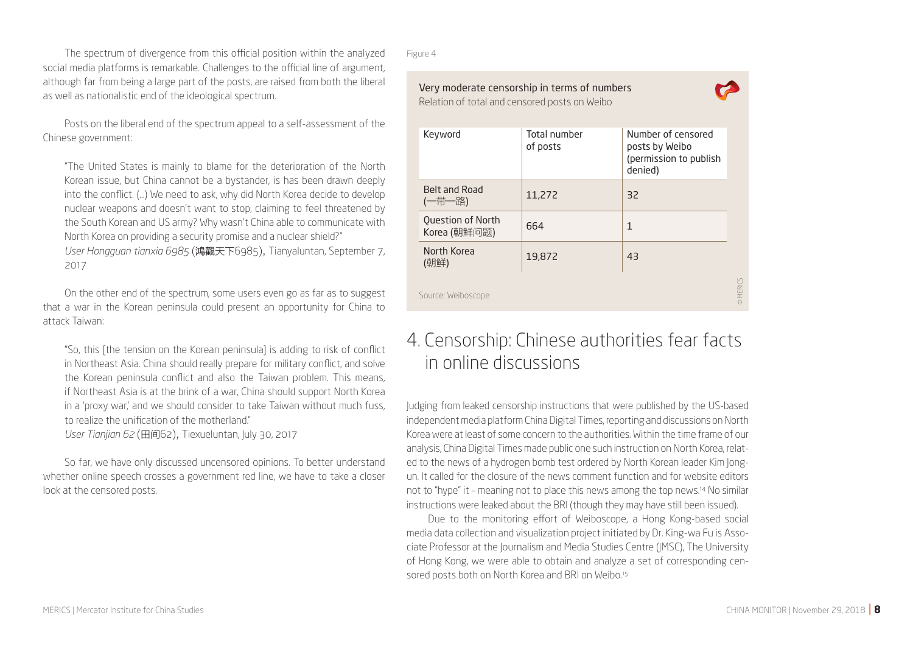The spectrum of divergence from this official position within the analyzed social media platforms is remarkable. Challenges to the official line of argument, although far from being a large part of the posts, are raised from both the liberal as well as nationalistic end of the ideological spectrum.

Posts on the liberal end of the spectrum appeal to a self-assessment of the Chinese government:

> "The United States is mainly to blame for the deterioration of the North Korean issue, but China cannot be a bystander, is has been drawn deeply into the conflict. (...) We need to ask, why did North Korea decide to develop nuclear weapons and doesn't want to stop, claiming to feel threatened by the South Korean and US army? Why wasn't China able to communicate with North Korea on providing a security promise and a nuclear shield?"
> *User Hongguan tianxia 6985* (鴻觀天下6985), Tianyaluntan, September 7, 2017

On the other end of the spectrum, some users even go as far as to suggest that a war in the Korean peninsula could present an opportunity for China to attack Taiwan:

> "So, this [the tension on the Korean peninsula] is adding to risk of conflict in Northeast Asia. China should really prepare for military conflict, and solve the Korean peninsula conflict and also the Taiwan problem. This means, if Northeast Asia is at the brink of a war, China should support North Korea in a 'proxy war,' and we should consider to take Taiwan without much fuss, to realize the unification of the motherland."
> *User Tianjian 62* (田间62), Tiexueluntan, July 30, 2017

So far, we have only discussed uncensored opinions. To better understand whether online speech crosses a government red line, we have to take a closer look at the censored posts.

Figure 4

**Very moderate censorship in terms of numbers**
Relation of total and censored posts on Weibo

| Keyword | Total number of posts | Number of censored posts by Weibo (permission to publish denied) |
|---|---|---|
| Belt and Road (一带一路) | 11,272 | 32 |
| Question of North Korea (朝鲜问题) | 664 | 1 |
| North Korea (朝鲜) | 19,872 | 43 |

Source: Weiboscope

© MERICS

## 4. Censorship: Chinese authorities fear facts in online discussions

Judging from leaked censorship instructions that were published by the US-based independent media platform China Digital Times, reporting and discussions on North Korea were at least of some concern to the authorities. Within the time frame of our analysis, China Digital Times made public one such instruction on North Korea, related to the news of a hydrogen bomb test ordered by North Korean leader Kim Jong-un. It called for the closure of the news comment function and for website editors not to "hype" it – meaning not to place this news among the top news.[14] No similar instructions were leaked about the BRI (though they may have still been issued).

Due to the monitoring effort of Weiboscope, a Hong Kong-based social media data collection and visualization project initiated by Dr. King-wa Fu is Associate Professor at the Journalism and Media Studies Centre (JMSC), The University of Hong Kong, we were able to obtain and analyze a set of corresponding censored posts both on North Korea and BRI on Weibo.[15]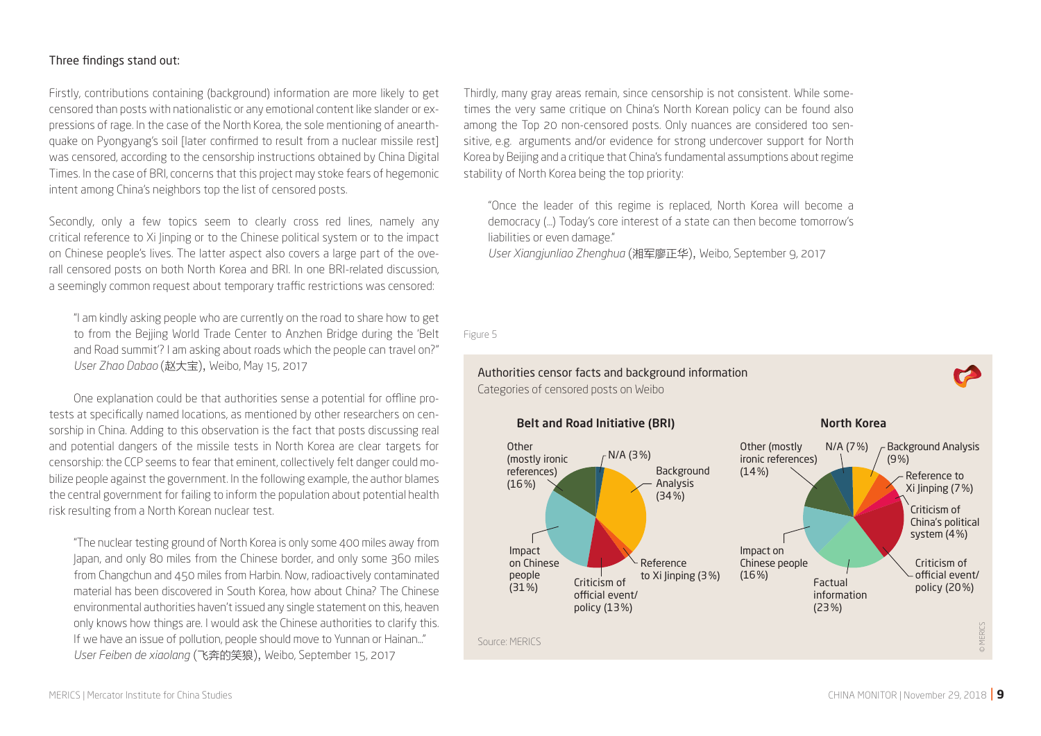Three findings stand out:

Firstly, contributions containing (background) information are more likely to get censored than posts with nationalistic or any emotional content like slander or expressions of rage. In the case of the North Korea, the sole mentioning of anearthquake on Pyongyang's soil [later confirmed to result from a nuclear missile rest] was censored, according to the censorship instructions obtained by China Digital Times. In the case of BRI, concerns that this project may stoke fears of hegemonic intent among China's neighbors top the list of censored posts.

Secondly, only a few topics seem to clearly cross red lines, namely any critical reference to Xi Jinping or to the Chinese political system or to the impact on Chinese people's lives. The latter aspect also covers a large part of the overall censored posts on both North Korea and BRI. In one BRI-related discussion, a seemingly common request about temporary traffic restrictions was censored:

> "I am kindly asking people who are currently on the road to share how to get to from the Beijing World Trade Center to Anzhen Bridge during the 'Belt and Road summit'? I am asking about roads which the people can travel on?"
> *User Zhao Dabao* (赵大宝), Weibo, May 15, 2017

One explanation could be that authorities sense a potential for offline protests at specifically named locations, as mentioned by other researchers on censorship in China. Adding to this observation is the fact that posts discussing real and potential dangers of the missile tests in North Korea are clear targets for censorship: the CCP seems to fear that eminent, collectively felt danger could mobilize people against the government. In the following example, the author blames the central government for failing to inform the population about potential health risk resulting from a North Korean nuclear test.

> "The nuclear testing ground of North Korea is only some 400 miles away from Japan, and only 80 miles from the Chinese border, and only some 360 miles from Changchun and 450 miles from Harbin. Now, radioactively contaminated material has been discovered in South Korea, how about China? The Chinese environmental authorities haven't issued any single statement on this, heaven only knows how things are. I would ask the Chinese authorities to clarify this. If we have an issue of pollution, people should move to Yunnan or Hainan..."
> *User Feiben de xiaolang* (飞奔的笑狼), Weibo, September 15, 2017

Thirdly, many gray areas remain, since censorship is not consistent. While sometimes the very same critique on China's North Korean policy can be found also among the Top 20 non-censored posts. Only nuances are considered too sensitive, e.g. arguments and/or evidence for strong undercover support for North Korea by Beijing and a critique that China's fundamental assumptions about regime stability of North Korea being the top priority:

> "Once the leader of this regime is replaced, North Korea will become a democracy (...) Today's core interest of a state can then become tomorrow's liabilities or even damage."
> *User Xiangjunliao Zhenghua* (湘军廖正华), Weibo, September 9, 2017

Figure 5

**Authorities censor facts and background information**
Categories of censored posts on Weibo

**Belt and Road Initiative (BRI)**

| Category | Share |
|---|---|
| Background Analysis | 34% |
| Impact on Chinese people | 31% |
| Other (mostly ironic references) | 16% |
| Criticism of official event/policy | 13% |
| N/A | 3% |
| Reference to Xi Jinping | 3% |

**North Korea**

| Category | Share |
|---|---|
| Factual information | 23% |
| Criticism of official event/policy | 20% |
| Impact on Chinese people | 16% |
| Other (mostly ironic references) | 14% |
| Background Analysis | 9% |
| N/A | 7% |
| Reference to Xi Jinping | 7% |
| Criticism of China's political system | 4% |

Source: MERICS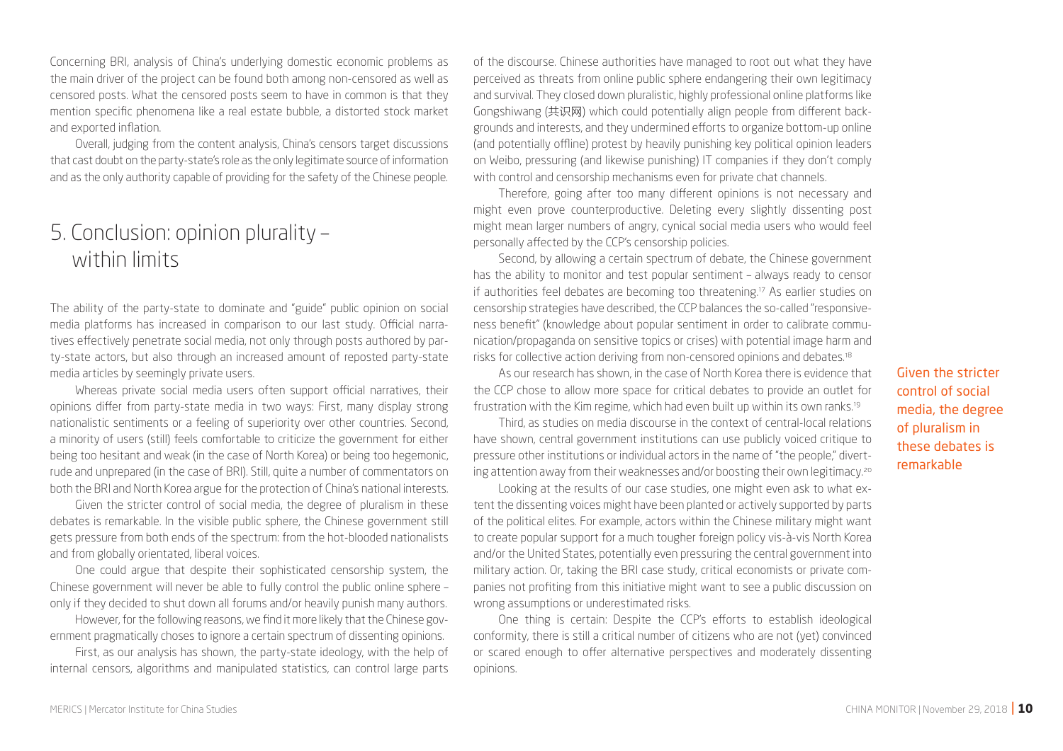Concerning BRI, analysis of China's underlying domestic economic problems as the main driver of the project can be found both among non-censored as well as censored posts. What the censored posts seem to have in common is that they mention specific phenomena like a real estate bubble, a distorted stock market and exported inflation.

Overall, judging from the content analysis, China's censors target discussions that cast doubt on the party-state's role as the only legitimate source of information and as the only authority capable of providing for the safety of the Chinese people.

## 5. Conclusion: opinion plurality – within limits

The ability of the party-state to dominate and "guide" public opinion on social media platforms has increased in comparison to our last study. Official narratives effectively penetrate social media, not only through posts authored by party-state actors, but also through an increased amount of reposted party-state media articles by seemingly private users.

Whereas private social media users often support official narratives, their opinions differ from party-state media in two ways: First, many display strong nationalistic sentiments or a feeling of superiority over other countries. Second, a minority of users (still) feels comfortable to criticize the government for either being too hesitant and weak (in the case of North Korea) or being too hegemonic, rude and unprepared (in the case of BRI). Still, quite a number of commentators on both the BRI and North Korea argue for the protection of China's national interests.

Given the stricter control of social media, the degree of pluralism in these debates is remarkable. In the visible public sphere, the Chinese government still gets pressure from both ends of the spectrum: from the hot-blooded nationalists and from globally orientated, liberal voices.

One could argue that despite their sophisticated censorship system, the Chinese government will never be able to fully control the public online sphere – only if they decided to shut down all forums and/or heavily punish many authors.

However, for the following reasons, we find it more likely that the Chinese government pragmatically choses to ignore a certain spectrum of dissenting opinions.

First, as our analysis has shown, the party-state ideology, with the help of internal censors, algorithms and manipulated statistics, can control large parts of the discourse. Chinese authorities have managed to root out what they have perceived as threats from online public sphere endangering their own legitimacy and survival. They closed down pluralistic, highly professional online platforms like Gongshiwang (共识网) which could potentially align people from different backgrounds and interests, and they undermined efforts to organize bottom-up online (and potentially offline) protest by heavily punishing key political opinion leaders on Weibo, pressuring (and likewise punishing) IT companies if they don't comply with control and censorship mechanisms even for private chat channels.

Therefore, going after too many different opinions is not necessary and might even prove counterproductive. Deleting every slightly dissenting post might mean larger numbers of angry, cynical social media users who would feel personally affected by the CCP's censorship policies.

Second, by allowing a certain spectrum of debate, the Chinese government has the ability to monitor and test popular sentiment – always ready to censor if authorities feel debates are becoming too threatening.[17] As earlier studies on censorship strategies have described, the CCP balances the so-called "responsiveness benefit" (knowledge about popular sentiment in order to calibrate communication/propaganda on sensitive topics or crises) with potential image harm and risks for collective action deriving from non-censored opinions and debates.[18]

As our research has shown, in the case of North Korea there is evidence that the CCP chose to allow more space for critical debates to provide an outlet for frustration with the Kim regime, which had even built up within its own ranks.[19]

Third, as studies on media discourse in the context of central-local relations have shown, central government institutions can use publicly voiced critique to pressure other institutions or individual actors in the name of "the people," diverting attention away from their weaknesses and/or boosting their own legitimacy.[20]

Looking at the results of our case studies, one might even ask to what extent the dissenting voices might have been planted or actively supported by parts of the political elites. For example, actors within the Chinese military might want to create popular support for a much tougher foreign policy vis-à-vis North Korea and/or the United States, potentially even pressuring the central government into military action. Or, taking the BRI case study, critical economists or private companies not profiting from this initiative might want to see a public discussion on wrong assumptions or underestimated risks.

One thing is certain: Despite the CCP's efforts to establish ideological conformity, there is still a critical number of citizens who are not (yet) convinced or scared enough to offer alternative perspectives and moderately dissenting opinions.

Given the stricter control of social media, the degree of pluralism in these debates is remarkable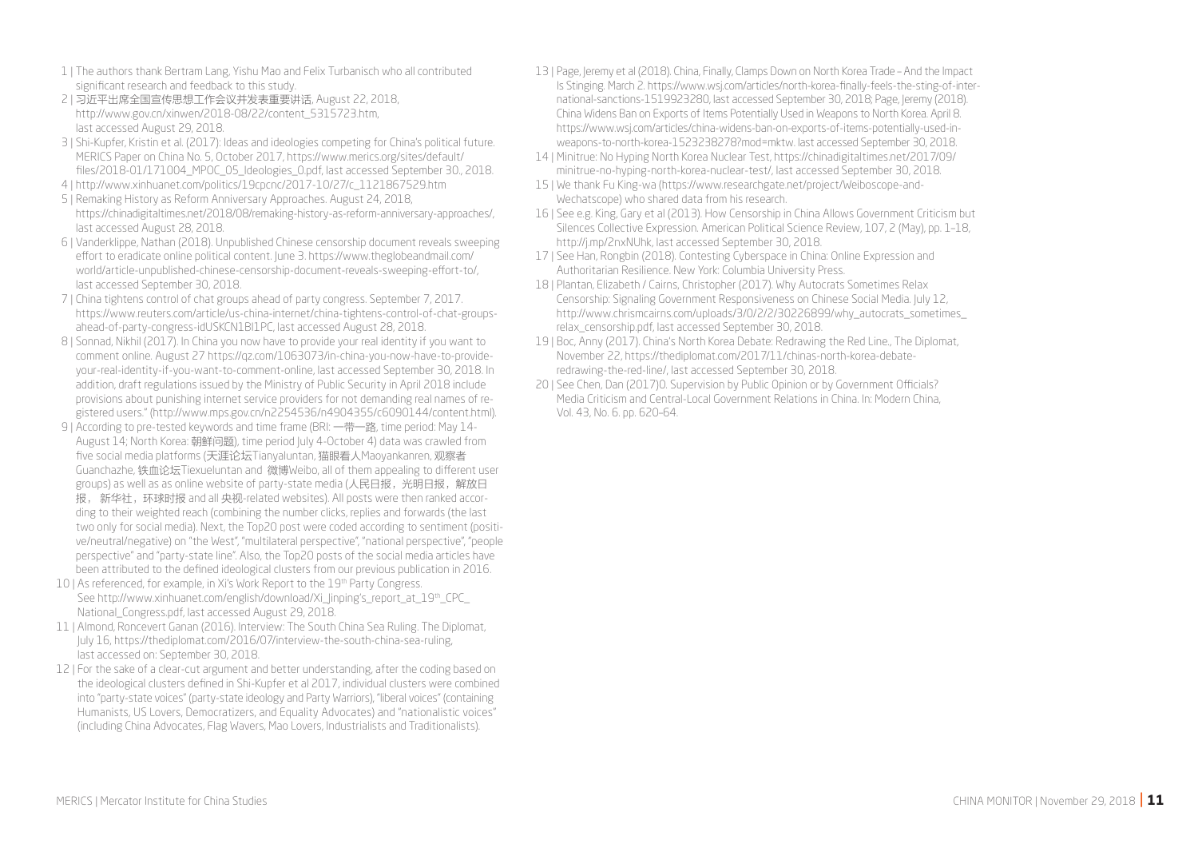1 | The authors thank Bertram Lang, Yishu Mao and Felix Turbanisch who all contributed significant research and feedback to this study.

2 | 习近平出席全国宣传思想工作会议并发表重要讲话, August 22, 2018, http://www.gov.cn/xinwen/2018-08/22/content_5315723.htm, last accessed August 29, 2018.

3 | Shi-Kupfer, Kristin et al. (2017): Ideas and ideologies competing for China's political future. MERICS Paper on China No. 5, October 2017, https://www.merics.org/sites/default/files/2018-01/171004_MPOC_05_Ideologies_0.pdf, last accessed September 30, 2018.

4 | http://www.xinhuanet.com/politics/19cpcnc/2017-10/27/c_1121867529.htm

5 | Remaking History as Reform Anniversary Approaches. August 24, 2018, https://chinadigitaltimes.net/2018/08/remaking-history-as-reform-anniversary-approaches/, last accessed August 28, 2018.

6 | Vanderklippe, Nathan (2018). Unpublished Chinese censorship document reveals sweeping effort to eradicate online political content. June 3. https://www.theglobeandmail.com/world/article-unpublished-chinese-censorship-document-reveals-sweeping-effort-to/, last accessed September 30, 2018.

7 | China tightens control of chat groups ahead of party congress. September 7, 2017. https://www.reuters.com/article/us-china-internet/china-tightens-control-of-chat-groups-ahead-of-party-congress-idUSKCN1BI1PC, last accessed August 28, 2018.

8 | Sonnad, Nikhil (2017). In China you now have to provide your real identity if you want to comment online. August 27 https://qz.com/1063073/in-china-you-now-have-to-provide-your-real-identity-if-you-want-to-comment-online, last accessed September 30, 2018. In addition, draft regulations issued by the Ministry of Public Security in April 2018 include provisions about punishing internet service providers for not demanding real names of registered users." (http://www.mps.gov.cn/n2254536/n4904355/c6090144/content.html).

9 | According to pre-tested keywords and time frame (BRI: 一带一路, time period: May 14-August 14; North Korea: 朝鲜问题), time period July 4-October 4) data was crawled from five social media platforms (天涯论坛Tianyaluntan, 猫眼看人Maoyankanren, 观察者Guanchazhe, 铁血论坛Tiexueluntan and 微博Weibo, all of them appealing to different user groups) as well as as online website of party-state media (人民日报，光明日报，解放日报， 新华社，环球时报 and all 央视-related websites). All posts were then ranked according to their weighted reach (combining the number clicks, replies and forwards (the last two only for social media). Next, the Top20 post were coded according to sentiment (positive/neutral/negative) on "the West", "multilateral perspective", "national perspective", "people perspective" and "party-state line". Also, the Top20 posts of the social media articles have been attributed to the defined ideological clusters from our previous publication in 2016.

10 | As referenced, for example, in Xi's Work Report to the 19th Party Congress. See http://www.xinhuanet.com/english/download/Xi_Jinping's_report_at_19th_CPC_National_Congress.pdf, last accessed August 29, 2018.

11 | Almond, Roncevert Ganan (2016). Interview: The South China Sea Ruling. The Diplomat, July 16, https://thediplomat.com/2016/07/interview-the-south-china-sea-ruling, last accessed on: September 30, 2018.

12 | For the sake of a clear-cut argument and better understanding, after the coding based on the ideological clusters defined in Shi-Kupfer et al 2017, individual clusters were combined into "party-state voices" (party-state ideology and Party Warriors), "liberal voices" (containing Humanists, US Lovers, Democratizers, and Equality Advocates) and "nationalistic voices" (including China Advocates, Flag Wavers, Mao Lovers, Industrialists and Traditionalists).

13 | Page, Jeremy et al (2018). China, Finally, Clamps Down on North Korea Trade – And the Impact Is Stinging. March 2. https://www.wsj.com/articles/north-korea-finally-feels-the-sting-of-international-sanctions-1519923280, last accessed September 30, 2018; Page, Jeremy (2018). China Widens Ban on Exports of Items Potentially Used in Weapons to North Korea. April 8. https://www.wsj.com/articles/china-widens-ban-on-exports-of-items-potentially-used-in-weapons-to-north-korea-1523238278?mod=mktw. last accessed September 30, 2018.

14 | Minitrue: No Hyping North Korea Nuclear Test, https://chinadigitaltimes.net/2017/09/minitrue-no-hyping-north-korea-nuclear-test/, last accessed September 30, 2018.

15 | We thank Fu King-wa (https://www.researchgate.net/project/Weiboscope-and-Wechatscope) who shared data from his research.

16 | See e.g. King, Gary et al (2013). How Censorship in China Allows Government Criticism but Silences Collective Expression. American Political Science Review, 107, 2 (May), pp. 1–18, http://j.mp/2nxNUhk, last accessed September 30, 2018.

17 | See Han, Rongbin (2018). Contesting Cyberspace in China: Online Expression and Authoritarian Resilience. New York: Columbia University Press.

18 | Plantan, Elizabeth / Cairns, Christopher (2017). Why Autocrats Sometimes Relax Censorship: Signaling Government Responsiveness on Chinese Social Media. July 12, http://www.chrismcairns.com/uploads/3/0/2/2/30226899/why_autocrats_sometimes_relax_censorship.pdf, last accessed September 30, 2018.

19 | Boc, Anny (2017). China's North Korea Debate: Redrawing the Red Line., The Diplomat, November 22, https://thediplomat.com/2017/11/chinas-north-korea-debate-redrawing-the-red-line/, last accessed September 30, 2018.

20 | See Chen, Dan (2017)0. Supervision by Public Opinion or by Government Officials? Media Criticism and Central-Local Government Relations in China. In: Modern China, Vol. 43, No. 6. pp. 620-64.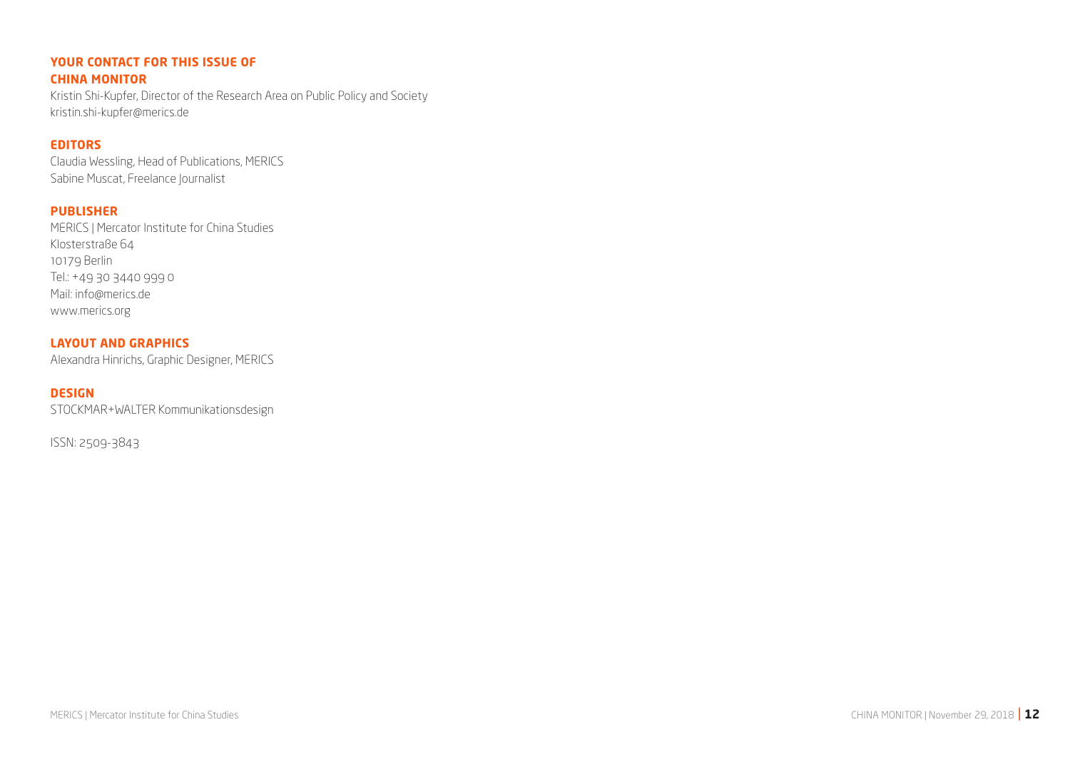**YOUR CONTACT FOR THIS ISSUE OF CHINA MONITOR**

Kristin Shi-Kupfer, Director of the Research Area on Public Policy and Society
kristin.shi-kupfer@merics.de

**EDITORS**

Claudia Wessling, Head of Publications, MERICS
Sabine Muscat, Freelance Journalist

**PUBLISHER**

MERICS | Mercator Institute for China Studies
Klosterstraße 64
10179 Berlin
Tel.: +49 30 3440 999 0
Mail: info@merics.de
www.merics.org

**LAYOUT AND GRAPHICS**

Alexandra Hinrichs, Graphic Designer, MERICS

**DESIGN**

STOCKMAR+WALTER Kommunikationsdesign

ISSN: 2509-3843